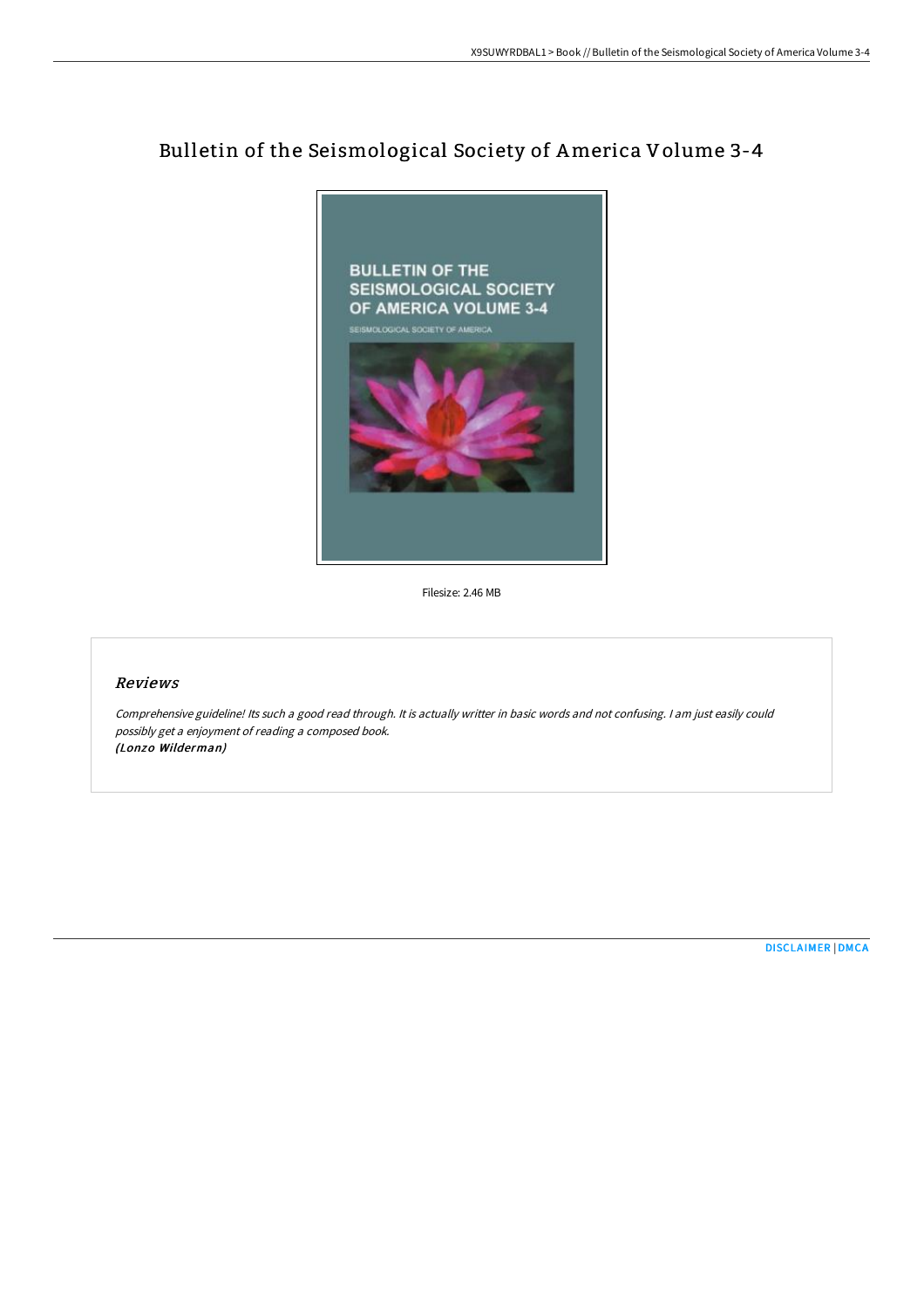# Bulletin of the Seismological Society of America Volume 3-4

Filesize: 2.46 MB

## Reviews

*Comprehensive guideline! Its such a good read through. It is actually writter in basic words and not confusing. I am just easily could possibly get a enjoyment of reading a composed book.*
*(Lonzo Wilderman)*

DISCLAIMER | DMCA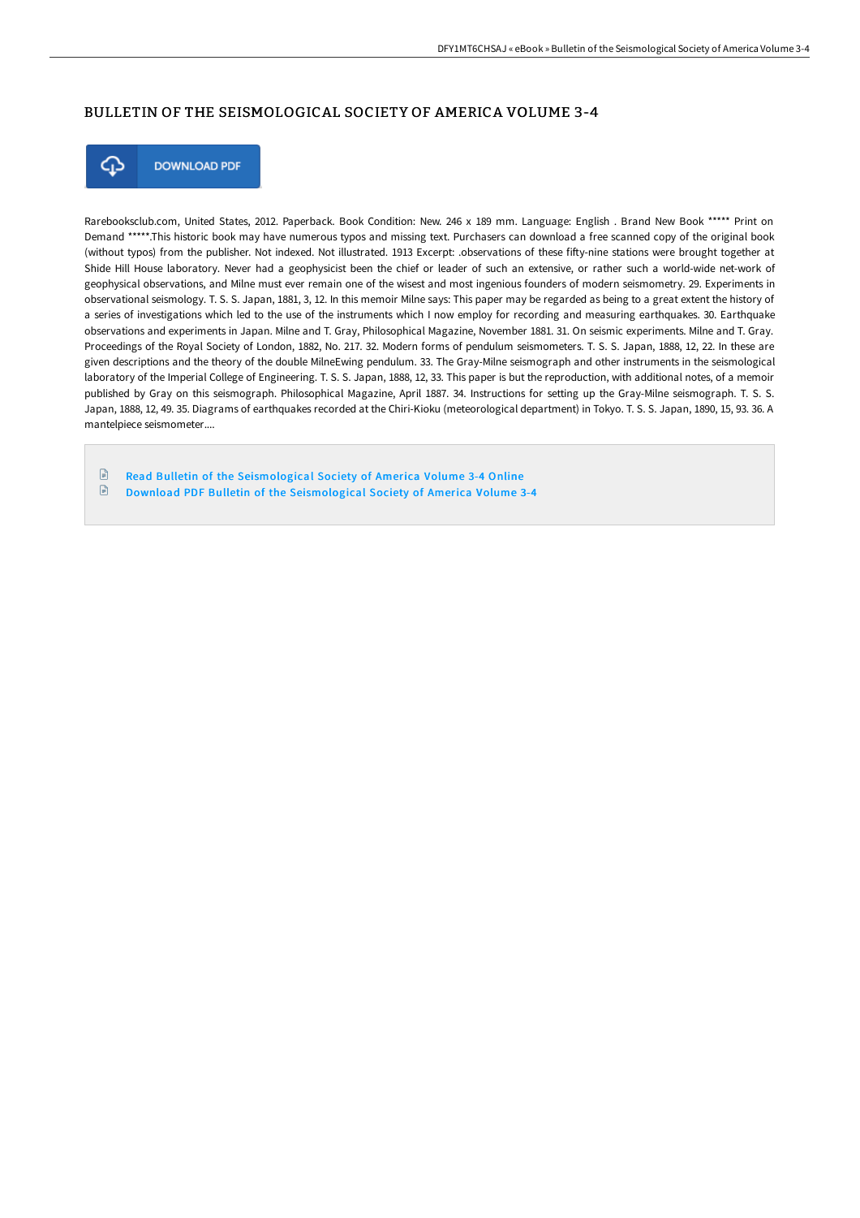# BULLETIN OF THE SEISMOLOGICAL SOCIETY OF AMERICA VOLUME 3-4

DOWNLOAD PDF

Rarebooksclub.com, United States, 2012. Paperback. Book Condition: New. 246 x 189 mm. Language: English . Brand New Book ***** Print on Demand *****.This historic book may have numerous typos and missing text. Purchasers can download a free scanned copy of the original book (without typos) from the publisher. Not indexed. Not illustrated. 1913 Excerpt: .observations of these fifty-nine stations were brought together at Shide Hill House laboratory. Never had a geophysicist been the chief or leader of such an extensive, or rather such a world-wide net-work of geophysical observations, and Milne must ever remain one of the wisest and most ingenious founders of modern seismometry. 29. Experiments in observational seismology. T. S. S. Japan, 1881, 3, 12. In this memoir Milne says: This paper may be regarded as being to a great extent the history of a series of investigations which led to the use of the instruments which I now employ for recording and measuring earthquakes. 30. Earthquake observations and experiments in Japan. Milne and T. Gray, Philosophical Magazine, November 1881. 31. On seismic experiments. Milne and T. Gray. Proceedings of the Royal Society of London, 1882, No. 217. 32. Modern forms of pendulum seismometers. T. S. S. Japan, 1888, 12, 22. In these are given descriptions and the theory of the double MilneEwing pendulum. 33. The Gray-Milne seismograph and other instruments in the seismological laboratory of the Imperial College of Engineering. T. S. S. Japan, 1888, 12, 33. This paper is but the reproduction, with additional notes, of a memoir published by Gray on this seismograph. Philosophical Magazine, April 1887. 34. Instructions for setting up the Gray-Milne seismograph. T. S. S. Japan, 1888, 12, 49. 35. Diagrams of earthquakes recorded at the Chiri-Kioku (meteorological department) in Tokyo. T. S. S. Japan, 1890, 15, 93. 36. A mantelpiece seismometer....

- Read Bulletin of the Seismological Society of America Volume 3-4 Online
- Download PDF Bulletin of the Seismological Society of America Volume 3-4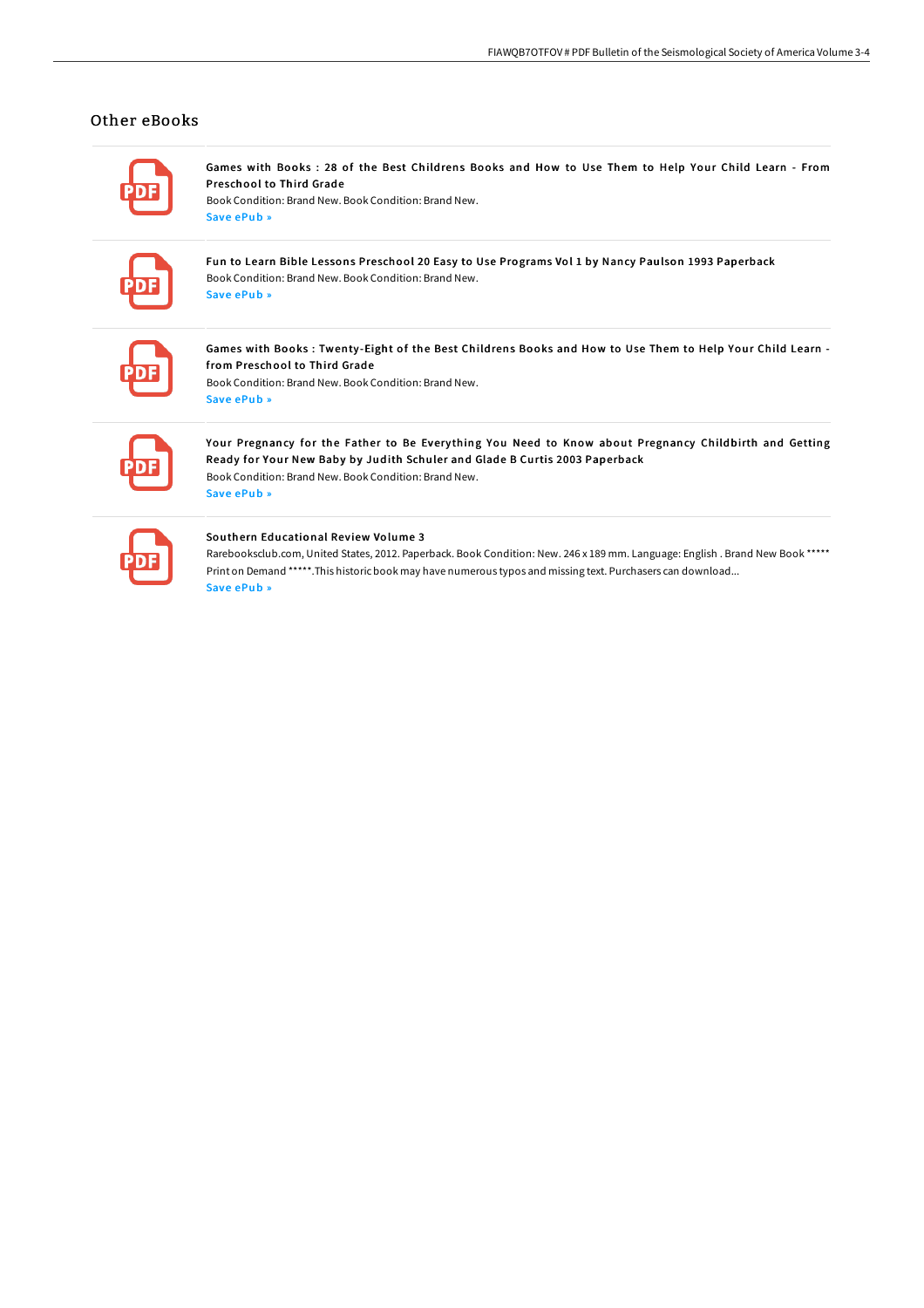## Other eBooks

**Games with Books : 28 of the Best Childrens Books and How to Use Them to Help Your Child Learn - From Preschool to Third Grade**
Book Condition: Brand New. Book Condition: Brand New.
Save ePub »

**Fun to Learn Bible Lessons Preschool 20 Easy to Use Programs Vol 1 by Nancy Paulson 1993 Paperback**
Book Condition: Brand New. Book Condition: Brand New.
Save ePub »

**Games with Books : Twenty-Eight of the Best Childrens Books and How to Use Them to Help Your Child Learn - from Preschool to Third Grade**
Book Condition: Brand New. Book Condition: Brand New.
Save ePub »

**Your Pregnancy for the Father to Be Everything You Need to Know about Pregnancy Childbirth and Getting Ready for Your New Baby by Judith Schuler and Glade B Curtis 2003 Paperback**
Book Condition: Brand New. Book Condition: Brand New.
Save ePub »

**Southern Educational Review Volume 3**
Rarebooksclub.com, United States, 2012. Paperback. Book Condition: New. 246 x 189 mm. Language: English . Brand New Book ***** Print on Demand *****.This historic book may have numerous typos and missing text. Purchasers can download...
Save ePub »